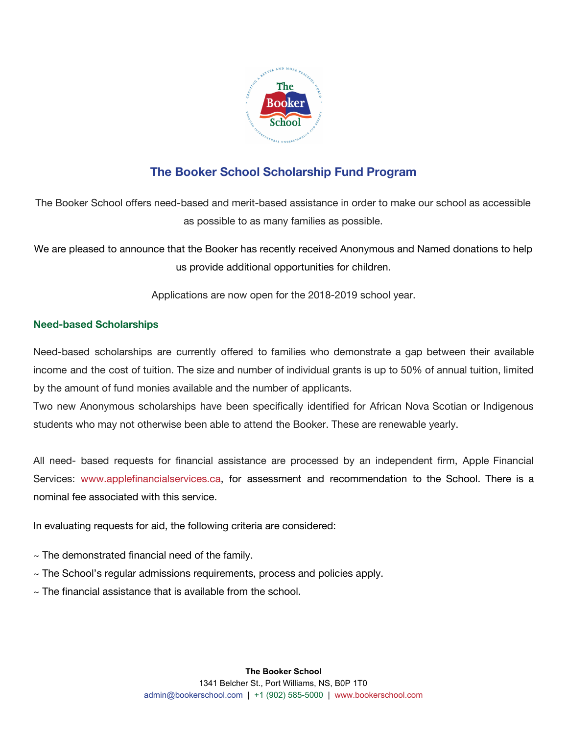# The Booker School Scholarship Fund Program

The Booker School offers need-based and merit-based assistance in order to make our school as accessible as possible to as many families as possible.

We are pleased to announce that the Booker has recently received Anonymous and Named donations to help us provide additional opportunities for children.

Applications are now open for the 2018-2019 school year.

## Need-based Scholarships

Need-based scholarships are currently offered to families who demonstrate a gap between their available income and the cost of tuition. The size and number of individual grants is up to 50% of annual tuition, limited by the amount of fund monies available and the number of applicants.
Two new Anonymous scholarships have been specifically identified for African Nova Scotian or Indigenous students who may not otherwise been able to attend the Booker. These are renewable yearly.

All need- based requests for financial assistance are processed by an independent firm, Apple Financial Services: www.applefinancialservices.ca, for assessment and recommendation to the School. There is a nominal fee associated with this service.

In evaluating requests for aid, the following criteria are considered:

~ The demonstrated financial need of the family.
~ The School's regular admissions requirements, process and policies apply.
~ The financial assistance that is available from the school.

**The Booker School**
1341 Belcher St., Port Williams, NS, B0P 1T0
admin@bookerschool.com | +1 (902) 585-5000 | www.bookerschool.com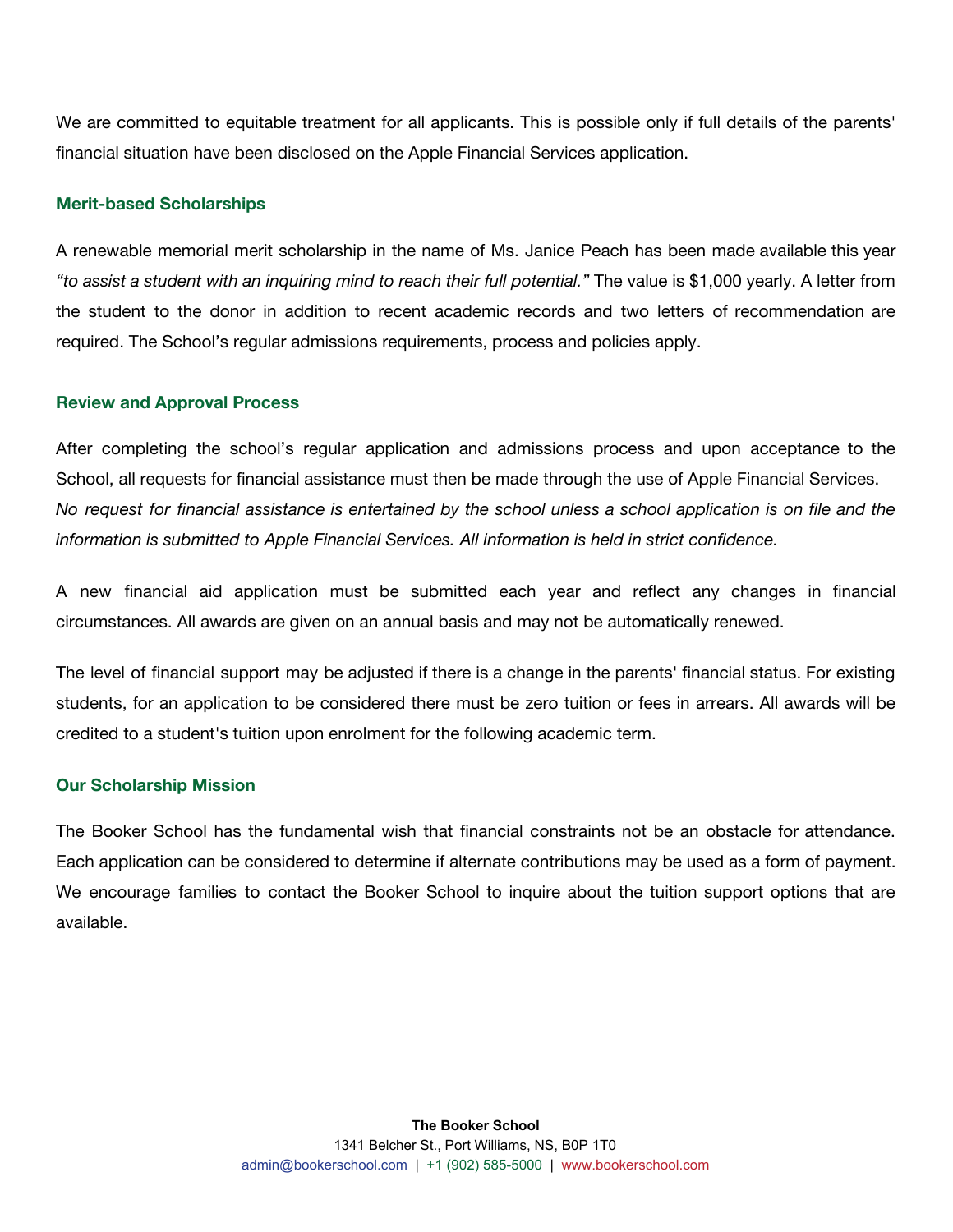We are committed to equitable treatment for all applicants. This is possible only if full details of the parents' financial situation have been disclosed on the Apple Financial Services application.

### Merit-based Scholarships

A renewable memorial merit scholarship in the name of Ms. Janice Peach has been made available this year *"to assist a student with an inquiring mind to reach their full potential."* The value is $1,000 yearly. A letter from the student to the donor in addition to recent academic records and two letters of recommendation are required. The School's regular admissions requirements, process and policies apply.

### Review and Approval Process

After completing the school's regular application and admissions process and upon acceptance to the School, all requests for financial assistance must then be made through the use of Apple Financial Services. *No request for financial assistance is entertained by the school unless a school application is on file and the information is submitted to Apple Financial Services. All information is held in strict confidence.*

A new financial aid application must be submitted each year and reflect any changes in financial circumstances. All awards are given on an annual basis and may not be automatically renewed.

The level of financial support may be adjusted if there is a change in the parents' financial status. For existing students, for an application to be considered there must be zero tuition or fees in arrears. All awards will be credited to a student's tuition upon enrolment for the following academic term.

### Our Scholarship Mission

The Booker School has the fundamental wish that financial constraints not be an obstacle for attendance. Each application can be considered to determine if alternate contributions may be used as a form of payment. We encourage families to contact the Booker School to inquire about the tuition support options that are available.

**The Booker School**
1341 Belcher St., Port Williams, NS, B0P 1T0
admin@bookerschool.com | +1 (902) 585-5000 | www.bookerschool.com